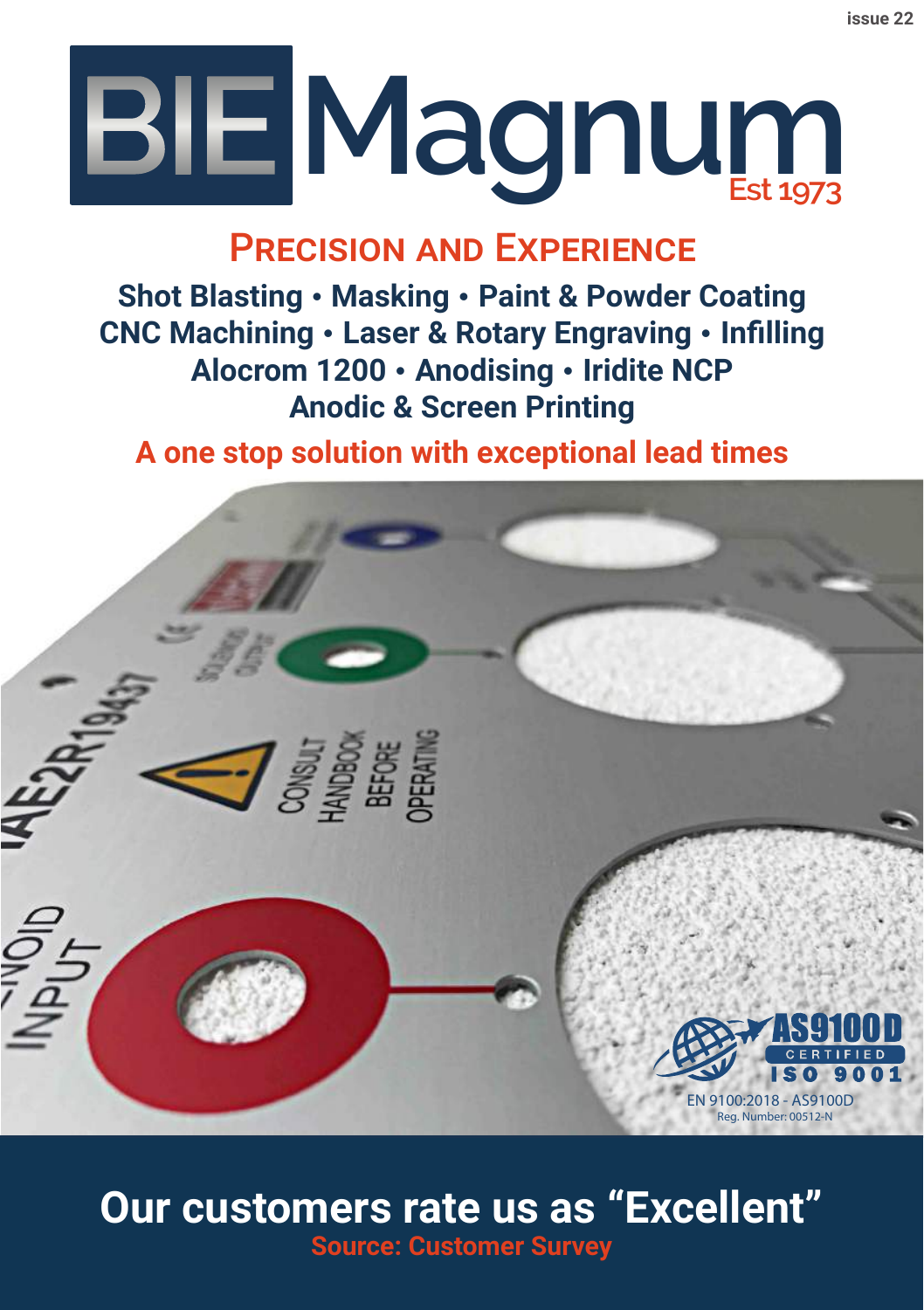issue 22

# BIE Magnum

Est 1973

## Precision and Experience

**Shot Blasting • Masking • Paint & Powder Coating**
**CNC Machining • Laser & Rotary Engraving • Infilling**
**Alocrom 1200 • Anodising • Iridite NCP**
**Anodic & Screen Printing**

**A one stop solution with exceptional lead times**

AS9100D CERTIFIED ISO 9001

EN 9100:2018 - AS9100D
Reg. Number: 00512-N

## Our customers rate us as "Excellent"

**Source: Customer Survey**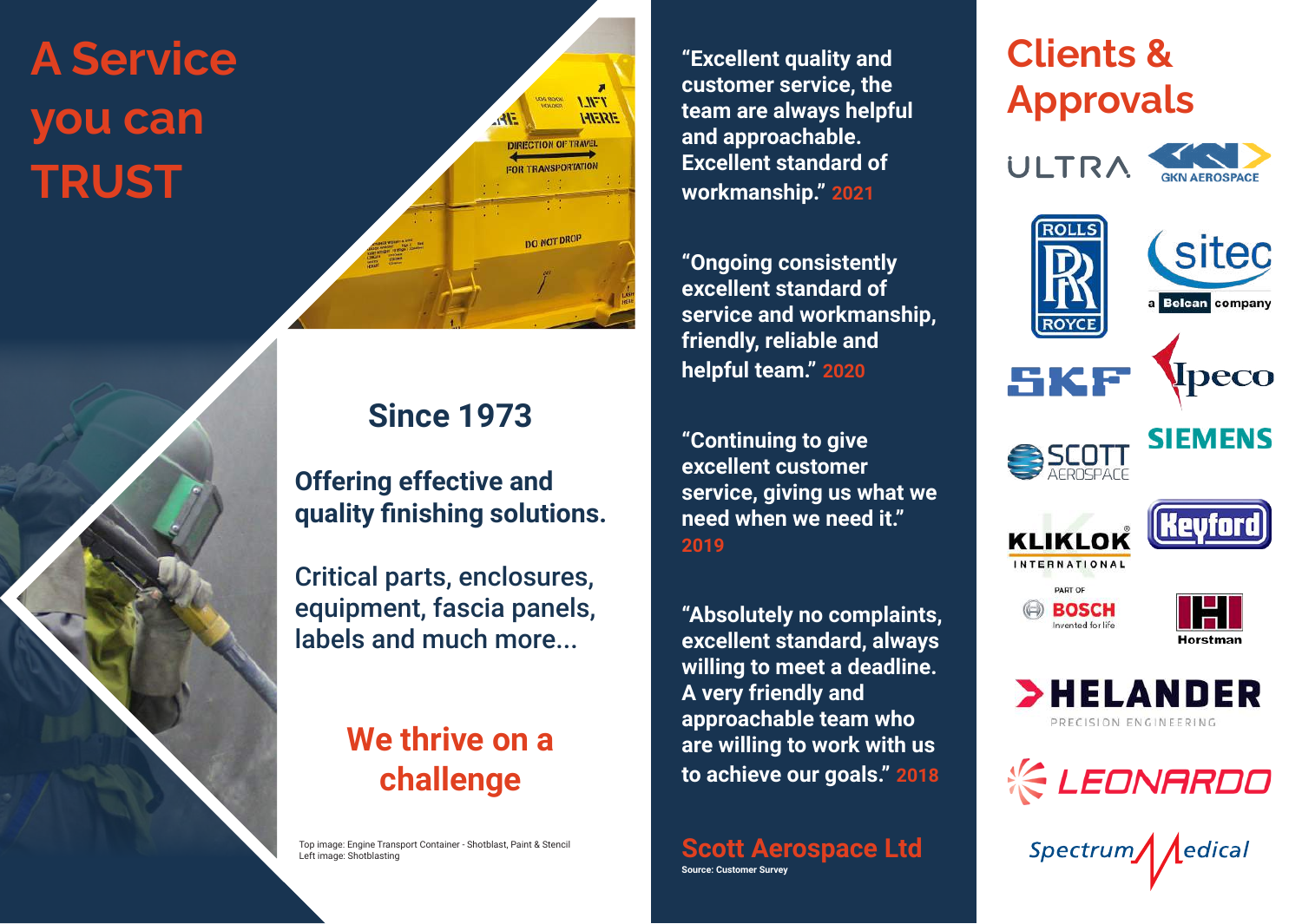# A Service you can TRUST

## Since 1973

**Offering effective and quality finishing solutions.**

Critical parts, enclosures, equipment, fascia panels, labels and much more...

## We thrive on a challenge

Top image: Engine Transport Container - Shotblast, Paint & Stencil
Left image: Shotblasting

**"Excellent quality and customer service, the team are always helpful and approachable. Excellent standard of workmanship." 2021**

**"Ongoing consistently excellent standard of service and workmanship, friendly, reliable and helpful team." 2020**

**"Continuing to give excellent customer service, giving us what we need when we need it." 2019**

**"Absolutely no complaints, excellent standard, always willing to meet a deadline. A very friendly and approachable team who are willing to work with us to achieve our goals." 2018**

**Scott Aerospace Ltd**

Source: Customer Survey

# Clients & Approvals

ULTRA, GKN AEROSPACE, ROLLS ROYCE, sitec a Belcan company, SKF, Ipeco, SCOTT AEROSPACE, SIEMENS, KLIKLOK INTERNATIONAL PART OF BOSCH Invented for life, Keyford, Horstman, HELANDER PRECISION ENGINEERING, LEONARDO, Spectrum Medical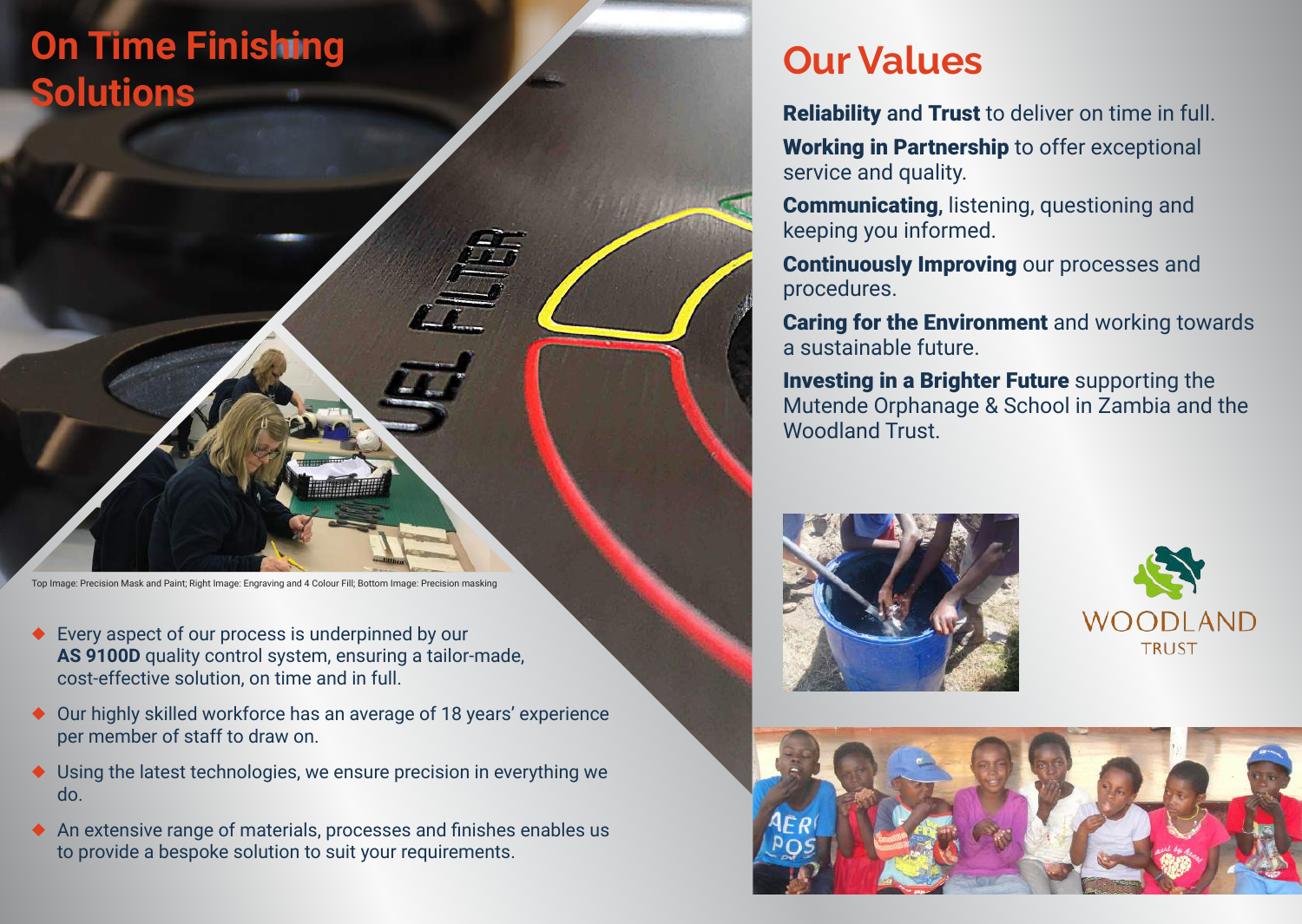# On Time Finishing Solutions

Top Image: Precision Mask and Paint; Right Image: Engraving and 4 Colour Fill; Bottom Image: Precision masking

- Every aspect of our process is underpinned by our **AS 9100D** quality control system, ensuring a tailor-made, cost-effective solution, on time and in full.
- Our highly skilled workforce has an average of 18 years' experience per member of staff to draw on.
- Using the latest technologies, we ensure precision in everything we do.
- An extensive range of materials, processes and finishes enables us to provide a bespoke solution to suit your requirements.

# Our Values

**Reliability** and **Trust** to deliver on time in full.

**Working in Partnership** to offer exceptional service and quality.

**Communicating**, listening, questioning and keeping you informed.

**Continuously Improving** our processes and procedures.

**Caring for the Environment** and working towards a sustainable future.

**Investing in a Brighter Future** supporting the Mutende Orphanage & School in Zambia and the Woodland Trust.

WOODLAND TRUST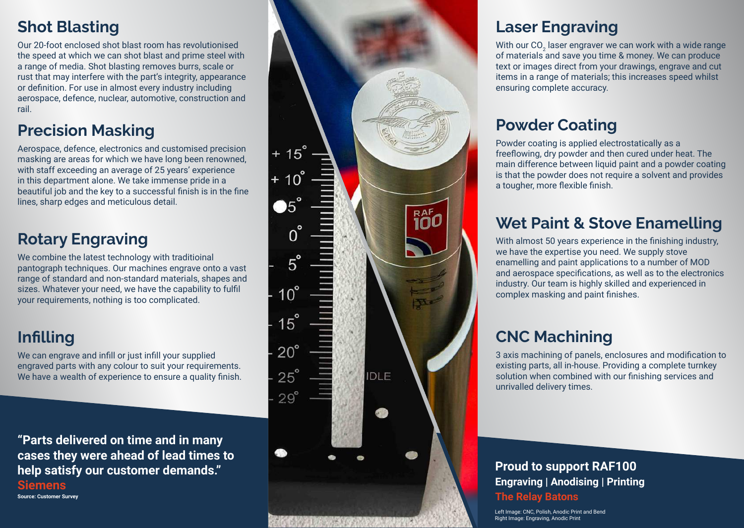## Shot Blasting

Our 20-foot enclosed shot blast room has revolutionised the speed at which we can shot blast and prime steel with a range of media. Shot blasting removes burrs, scale or rust that may interfere with the part's integrity, appearance or definition. For use in almost every industry including aerospace, defence, nuclear, automotive, construction and rail.

## Precision Masking

Aerospace, defence, electronics and customised precision masking are areas for which we have long been renowned, with staff exceeding an average of 25 years' experience in this department alone. We take immense pride in a beautiful job and the key to a successful finish is in the fine lines, sharp edges and meticulous detail.

## Rotary Engraving

We combine the latest technology with traditioinal pantograph techniques. Our machines engrave onto a vast range of standard and non-standard materials, shapes and sizes. Whatever your need, we have the capability to fulfil your requirements, nothing is too complicated.

## Infilling

We can engrave and infill or just infill your supplied engraved parts with any colour to suit your requirements. We have a wealth of experience to ensure a quality finish.

**"Parts delivered on time and in many cases they were ahead of lead times to help satisfy our customer demands."**
**Siemens**
**Source: Customer Survey**

## Laser Engraving

With our $CO_2$ laser engraver we can work with a wide range of materials and save you time & money. We can produce text or images direct from your drawings, engrave and cut items in a range of materials; this increases speed whilst ensuring complete accuracy.

## Powder Coating

Powder coating is applied electrostatically as a freeflowing, dry powder and then cured under heat. The main difference between liquid paint and a powder coating is that the powder does not require a solvent and provides a tougher, more flexible finish.

## Wet Paint & Stove Enamelling

With almost 50 years experience in the finishing industry, we have the expertise you need. We supply stove enamelling and paint applications to a number of MOD and aerospace specifications, as well as to the electronics industry. Our team is highly skilled and experienced in complex masking and paint finishes.

## CNC Machining

3 axis machining of panels, enclosures and modification to existing parts, all in-house. Providing a complete turnkey solution when combined with our finishing services and unrivalled delivery times.

**Proud to support RAF100**
**Engraving | Anodising | Printing**
**The Relay Batons**

Left Image: CNC, Polish, Anodic Print and Bend
Right Image: Engraving, Anodic Print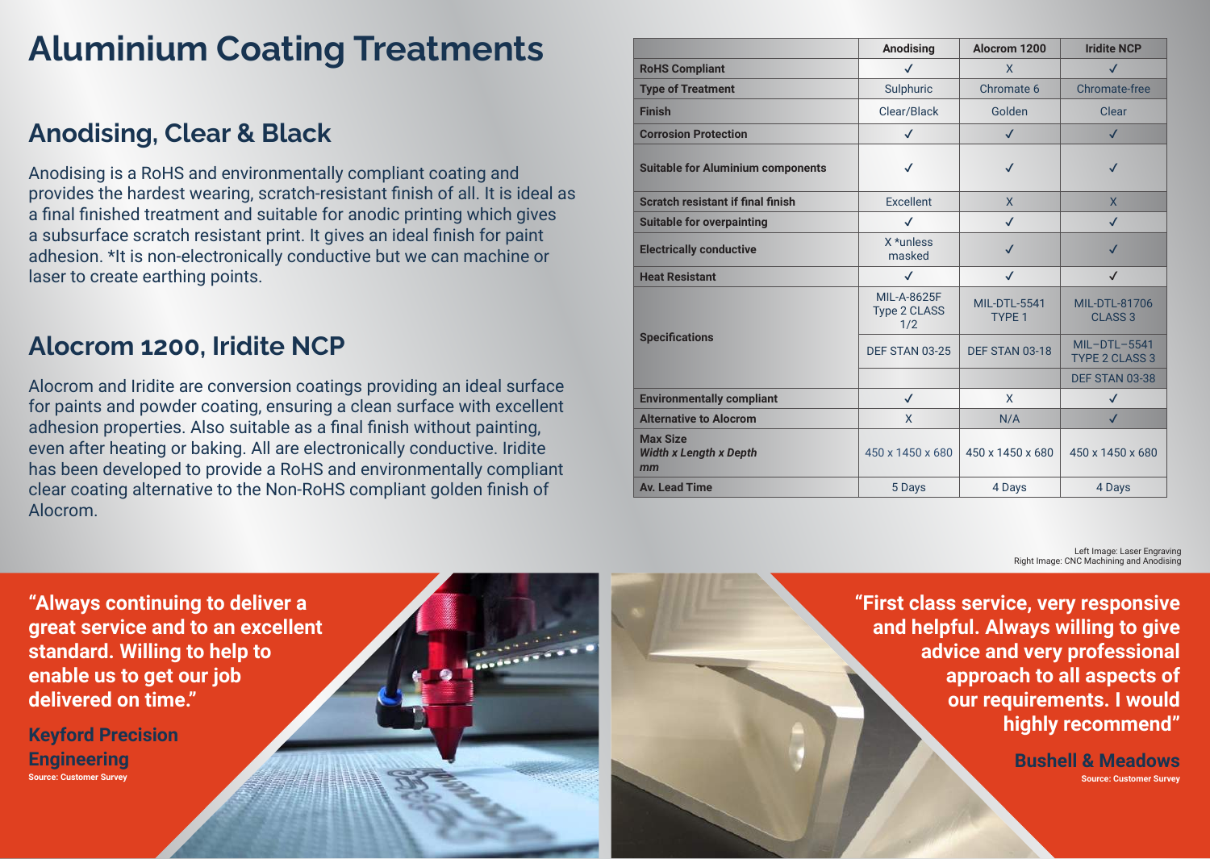# Aluminium Coating Treatments

## Anodising, Clear & Black

Anodising is a RoHS and environmentally compliant coating and provides the hardest wearing, scratch-resistant finish of all. It is ideal as a final finished treatment and suitable for anodic printing which gives a subsurface scratch resistant print. It gives an ideal finish for paint adhesion. *It is non-electronically conductive but we can machine or laser to create earthing points.

## Alocrom 1200, Iridite NCP

Alocrom and Iridite are conversion coatings providing an ideal surface for paints and powder coating, ensuring a clean surface with excellent adhesion properties. Also suitable as a final finish without painting, even after heating or baking. All are electronically conductive. Iridite has been developed to provide a RoHS and environmentally compliant clear coating alternative to the Non-RoHS compliant golden finish of Alocrom.

| | Anodising | Alocrom 1200 | Iridite NCP |
|---|---|---|---|
| **RoHS Compliant** | ✓ | X | ✓ |
| **Type of Treatment** | Sulphuric | Chromate 6 | Chromate-free |
| **Finish** | Clear/Black | Golden | Clear |
| **Corrosion Protection** | ✓ | ✓ | ✓ |
| **Suitable for Aluminium components** | ✓ | ✓ | ✓ |
| **Scratch resistant if final finish** | Excellent | X | X |
| **Suitable for overpainting** | ✓ | ✓ | ✓ |
| **Electrically conductive** | X *unless masked | ✓ | ✓ |
| **Heat Resistant** | ✓ | ✓ | ✓ |
| **Specifications** | MIL-A-8625F Type 2 CLASS 1/2 | MIL-DTL-5541 TYPE 1 | MIL-DTL-81706 CLASS 3 |
| | DEF STAN 03-25 | DEF STAN 03-18 | MIL–DTL–5541 TYPE 2 CLASS 3 |
| | | | DEF STAN 03-38 |
| **Environmentally compliant** | ✓ | X | ✓ |
| **Alternative to Alocrom** | X | N/A | ✓ |
| **Max Size** ***Width x Length x Depth mm*** | 450 x 1450 x 680 | 450 x 1450 x 680 | 450 x 1450 x 680 |
| **Av. Lead Time** | 5 Days | 4 Days | 4 Days |

Left Image: Laser Engraving
Right Image: CNC Machining and Anodising

**"Always continuing to deliver a great service and to an excellent standard. Willing to help to enable us to get our job delivered on time."**

**Keyford Precision Engineering**
Source: Customer Survey

**"First class service, very responsive and helpful. Always willing to give advice and very professional approach to all aspects of our requirements. I would highly recommend"**

**Bushell & Meadows**
Source: Customer Survey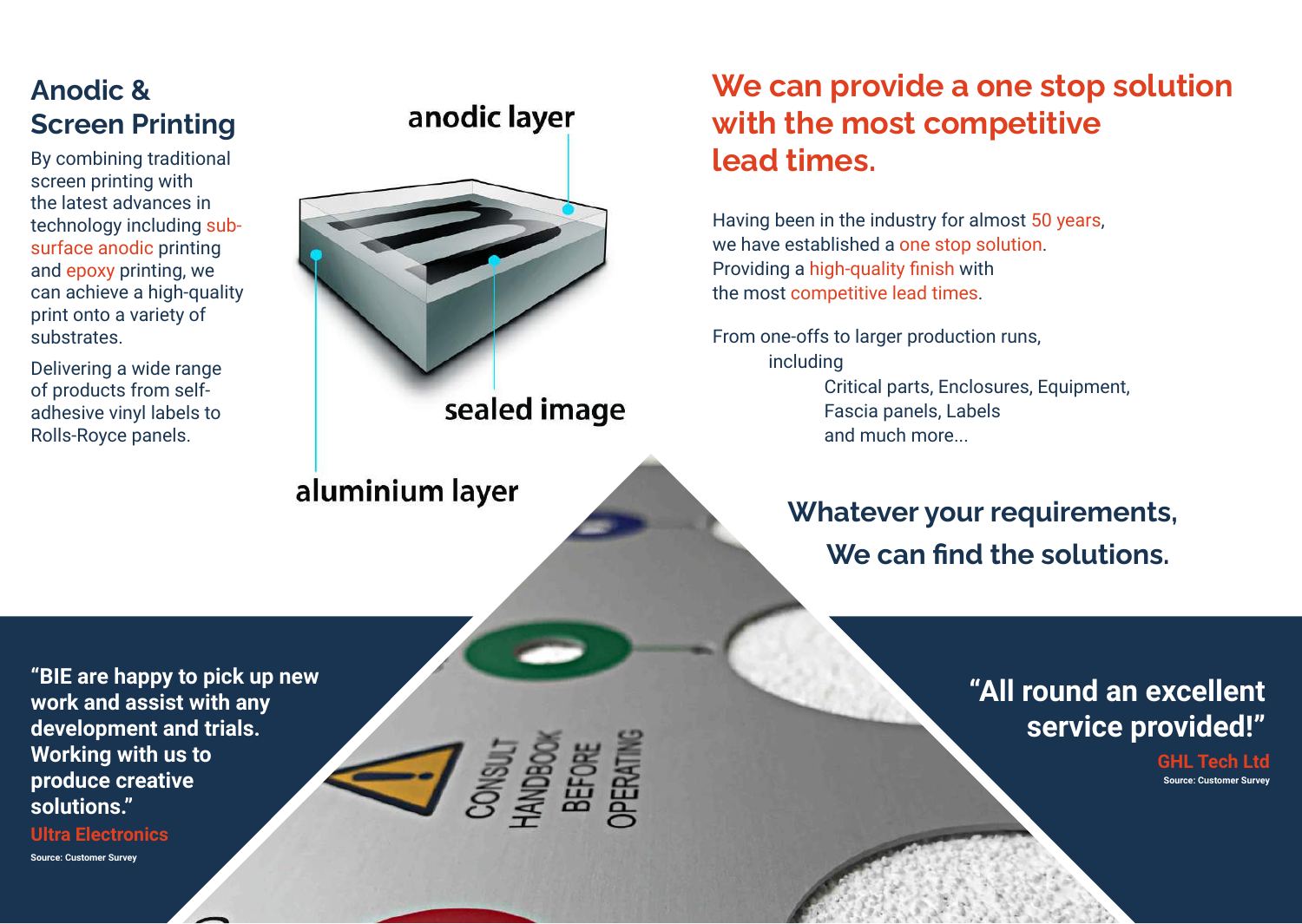## Anodic & Screen Printing

By combining traditional screen printing with the latest advances in technology including sub-surface anodic printing and epoxy printing, we can achieve a high-quality print onto a variety of substrates.

Delivering a wide range of products from self-adhesive vinyl labels to Rolls-Royce panels.

anodic layer

sealed image

aluminium layer

## We can provide a one stop solution with the most competitive lead times.

Having been in the industry for almost 50 years, we have established a one stop solution. Providing a high-quality finish with the most competitive lead times.

From one-offs to larger production runs, including
Critical parts, Enclosures, Equipment, Fascia panels, Labels and much more...

### Whatever your requirements, We can find the solutions.

**"BIE are happy to pick up new work and assist with any development and trials. Working with us to produce creative solutions."**

**Ultra Electronics**

Source: Customer Survey

**"All round an excellent service provided!"**

**GHL Tech Ltd**

Source: Customer Survey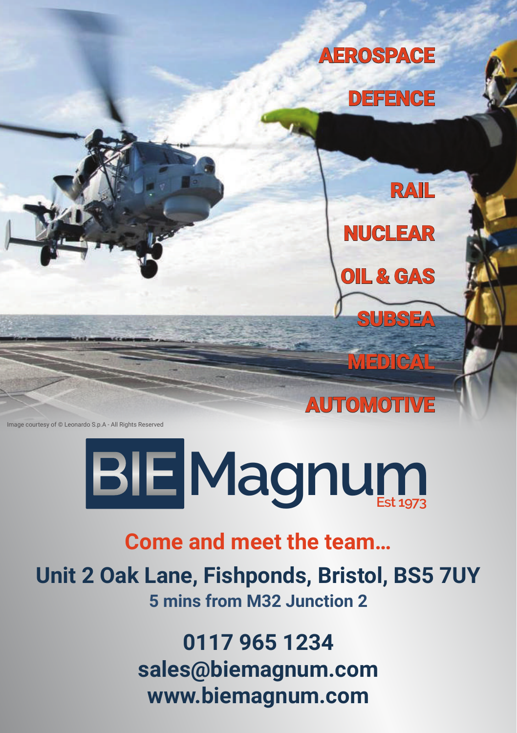AEROSPACE

DEFENCE

RAIL

NUCLEAR

OIL & GAS

SUBSEA

MEDICAL

AUTOMOTIVE

Image courtesy of © Leonardo S.p.A - All Rights Reserved

# BIE Magnum

Est 1973

## Come and meet the team...

**Unit 2 Oak Lane, Fishponds, Bristol, BS5 7UY**

**5 mins from M32 Junction 2**

**0117 965 1234**

**sales@biemagnum.com**

**www.biemagnum.com**